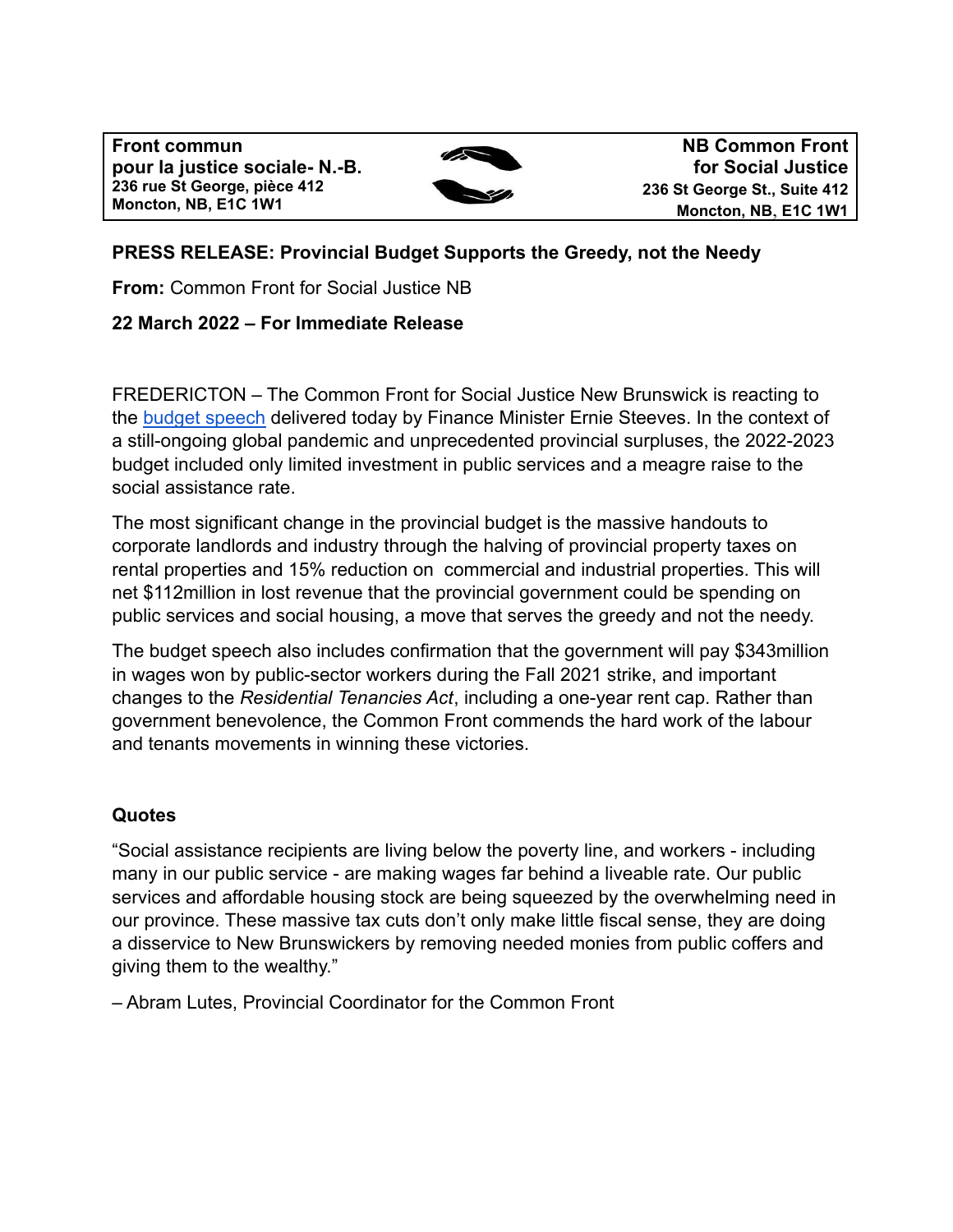| Front commun pour la justice sociale- N.-B. 236 rue St George, pièce 412 Moncton, NB, E1C 1W1 | | NB Common Front for Social Justice 236 St George St., Suite 412 Moncton, NB, E1C 1W1 |
|---|---|---|

**PRESS RELEASE: Provincial Budget Supports the Greedy, not the Needy**

**From:** Common Front for Social Justice NB

**22 March 2022 – For Immediate Release**

FREDERICTON – The Common Front for Social Justice New Brunswick is reacting to the [budget speech](budget speech) delivered today by Finance Minister Ernie Steeves. In the context of a still-ongoing global pandemic and unprecedented provincial surpluses, the 2022-2023 budget included only limited investment in public services and a meagre raise to the social assistance rate.

The most significant change in the provincial budget is the massive handouts to corporate landlords and industry through the halving of provincial property taxes on rental properties and 15% reduction on commercial and industrial properties. This will net $112million in lost revenue that the provincial government could be spending on public services and social housing, a move that serves the greedy and not the needy.

The budget speech also includes confirmation that the government will pay $343million in wages won by public-sector workers during the Fall 2021 strike, and important changes to the *Residential Tenancies Act*, including a one-year rent cap. Rather than government benevolence, the Common Front commends the hard work of the labour and tenants movements in winning these victories.

## Quotes

"Social assistance recipients are living below the poverty line, and workers - including many in our public service - are making wages far behind a liveable rate. Our public services and affordable housing stock are being squeezed by the overwhelming need in our province. These massive tax cuts don't only make little fiscal sense, they are doing a disservice to New Brunswickers by removing needed monies from public coffers and giving them to the wealthy."

– Abram Lutes, Provincial Coordinator for the Common Front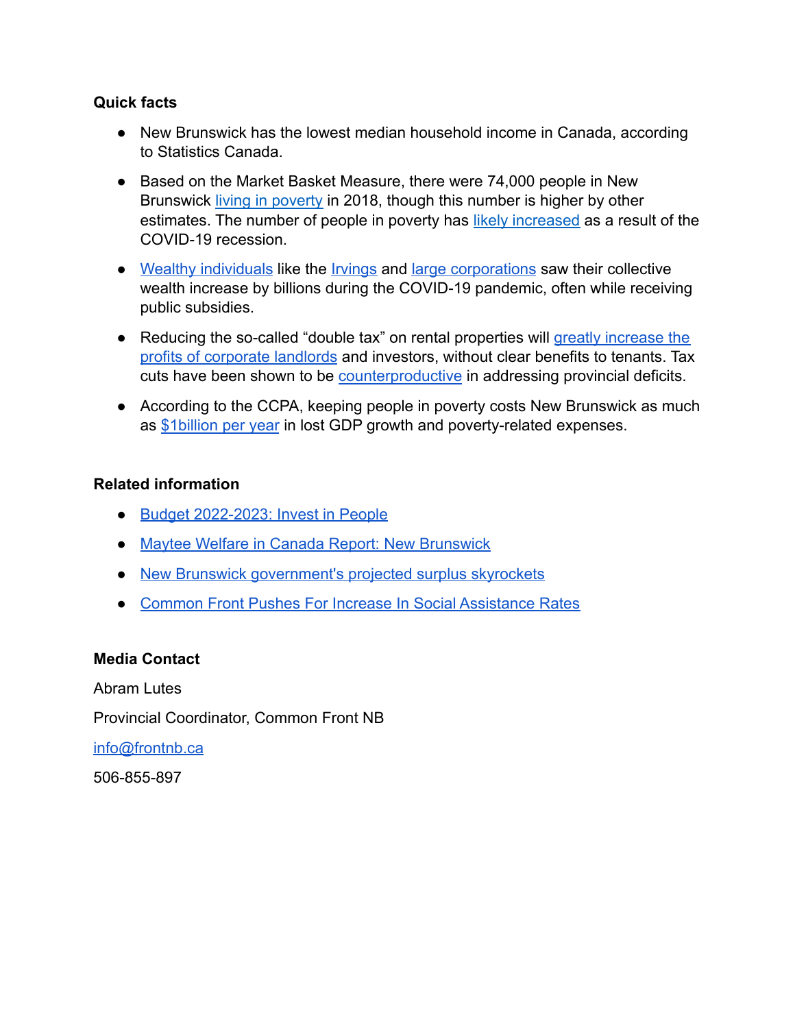**Quick facts**

- New Brunswick has the lowest median household income in Canada, according to Statistics Canada.
- Based on the Market Basket Measure, there were 74,000 people in New Brunswick living in poverty in 2018, though this number is higher by other estimates. The number of people in poverty has likely increased as a result of the COVID-19 recession.
- Wealthy individuals like the Irvings and large corporations saw their collective wealth increase by billions during the COVID-19 pandemic, often while receiving public subsidies.
- Reducing the so-called "double tax" on rental properties will greatly increase the profits of corporate landlords and investors, without clear benefits to tenants. Tax cuts have been shown to be counterproductive in addressing provincial deficits.
- According to the CCPA, keeping people in poverty costs New Brunswick as much as $1billion per year in lost GDP growth and poverty-related expenses.

**Related information**

- Budget 2022-2023: Invest in People
- Maytee Welfare in Canada Report: New Brunswick
- New Brunswick government's projected surplus skyrockets
- Common Front Pushes For Increase In Social Assistance Rates

**Media Contact**

Abram Lutes

Provincial Coordinator, Common Front NB

info@frontnb.ca

506-855-897